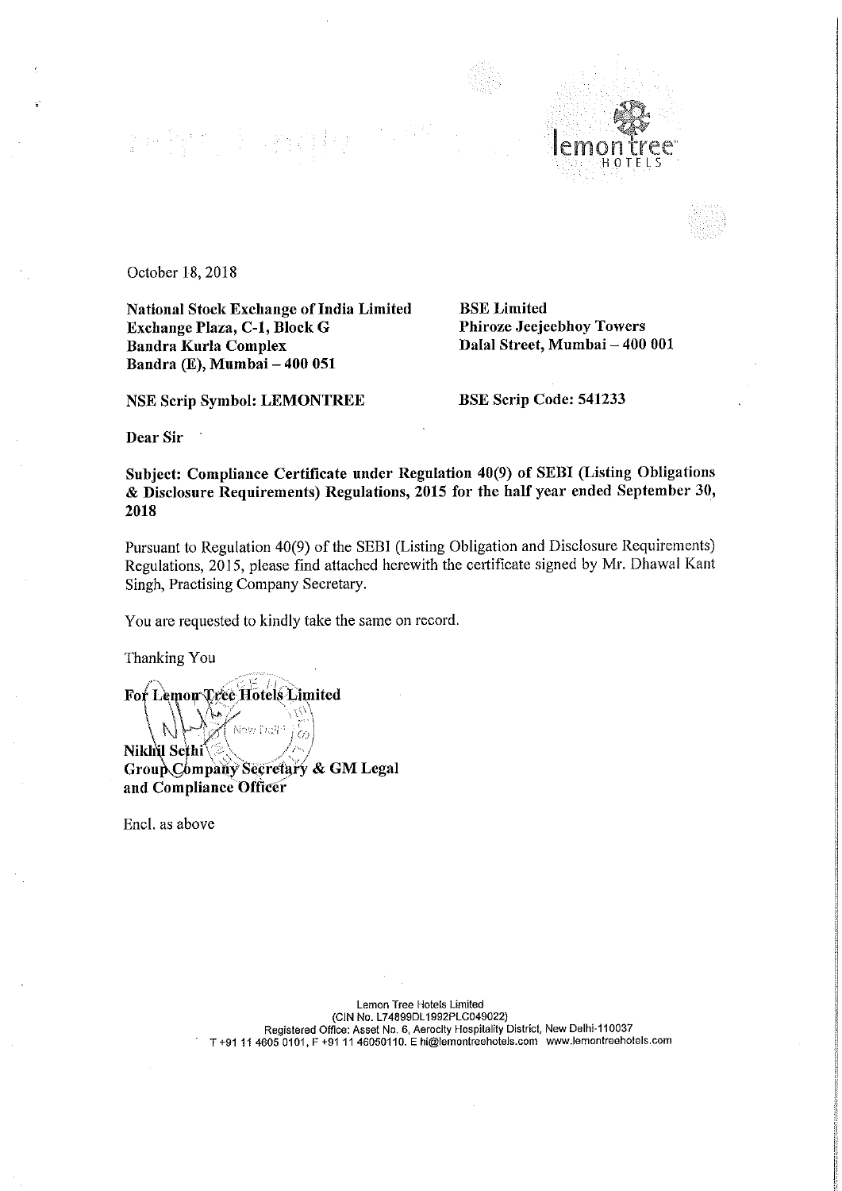October 18, 2018

**National Stock Exchange of India Limited**
**Exchange Plaza, C-1, Block G**
**Bandra Kurla Complex**
**Bandra (E), Mumbai – 400 051**

**BSE Limited**
**Phiroze Jeejeebhoy Towers**
**Dalal Street, Mumbai – 400 001**

**NSE Scrip Symbol: LEMONTREE**

**BSE Scrip Code: 541233**

**Dear Sir**

**Subject: Compliance Certificate under Regulation 40(9) of SEBI (Listing Obligations & Disclosure Requirements) Regulations, 2015 for the half year ended September 30, 2018**

Pursuant to Regulation 40(9) of the SEBI (Listing Obligation and Disclosure Requirements) Regulations, 2015, please find attached herewith the certificate signed by Mr. Dhawal Kant Singh, Practising Company Secretary.

You are requested to kindly take the same on record.

Thanking You

**For Lemon Tree Hotels Limited**

**Nikhil Sethi**
**Group Company Secretary & GM Legal and Compliance Officer**

Encl. as above

Lemon Tree Hotels Limited
(CIN No. L74899DL1992PLC049022)
Registered Office: Asset No. 6, Aerocity Hospitality District, New Delhi-110037
T +91 11 4605 0101, F +91 11 46050110. E hi@lemontreehotels.com www.lemontreehotels.com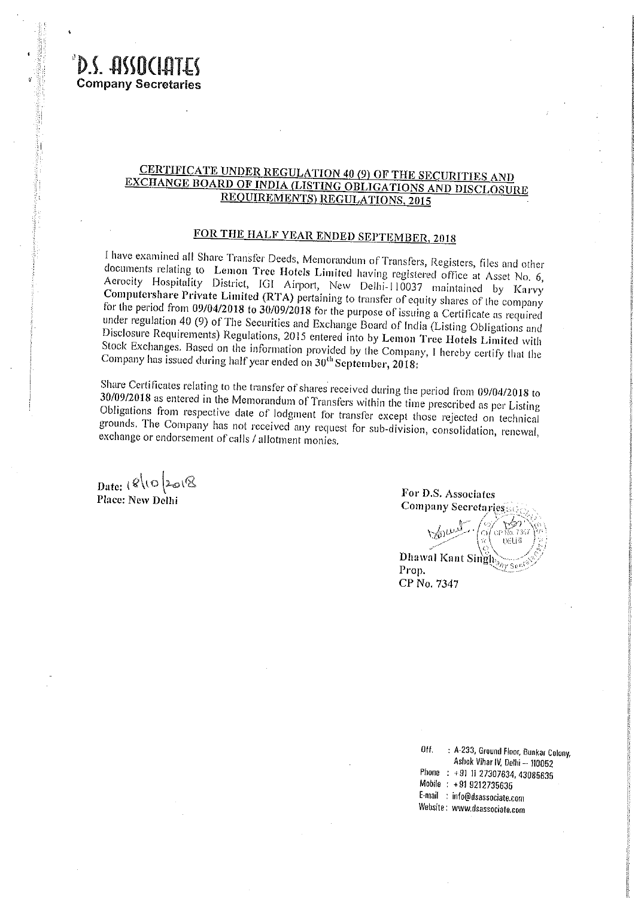# D.S. ASSOCIATES
**Company Secretaries**

## CERTIFICATE UNDER REGULATION 40 (9) OF THE SECURITIES AND EXCHANGE BOARD OF INDIA (LISTING OBLIGATIONS AND DISCLOSURE REQUIREMENTS) REGULATIONS, 2015

### FOR THE HALF YEAR ENDED SEPTEMBER, 2018

I have examined all Share Transfer Deeds, Memorandum of Transfers, Registers, files and other documents relating to Lemon Tree Hotels Limited having registered office at Asset No. 6, Aerocity Hospitality District, IGI Airport, New Delhi-110037 maintained by Karvy **Computershare Private Limited (RTA)** pertaining to transfer of equity shares of the company for the period from **09/04/2018 to 30/09/2018** for the purpose of issuing a Certificate as required under regulation 40 (9) of The Securities and Exchange Board of India (Listing Obligations and Disclosure Requirements) Regulations, 2015 entered into by **Lemon Tree Hotels Limited** with Stock Exchanges. Based on the information provided by the Company, I hereby certify that the Company has issued during half year ended on 30th September, 2018:

Share Certificates relating to the transfer of shares received during the period from 09/04/2018 to 30/09/2018 as entered in the Memorandum of Transfers within the time prescribed as per Listing Obligations from respective date of lodgment for transfer except those rejected on technical grounds. The Company has not received any request for sub-division, consolidation, renewal, exchange or endorsement of calls / allotment monies.

Date: 18/10/2018
Place: New Delhi

For D.S. Associates
Company Secretaries

Dhawal Kant Singh
Prop.
CP No. 7347

Off. : A-233, Ground Floor, Bunkar Colony, Ashok Vihar IV, Delhi – 110052
Phone : +91 11 27307634, 43085635
Mobile : +91 9212735635
E-mail : info@dsassociate.com
Website : www.dsassociate.com